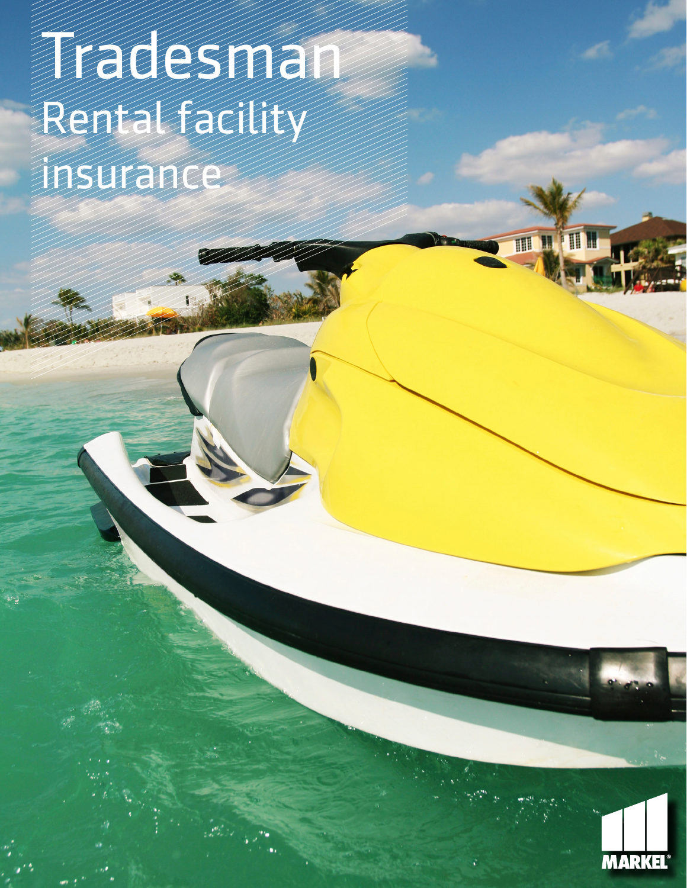# Tradesman

## Rental facility insurance

MARKEL®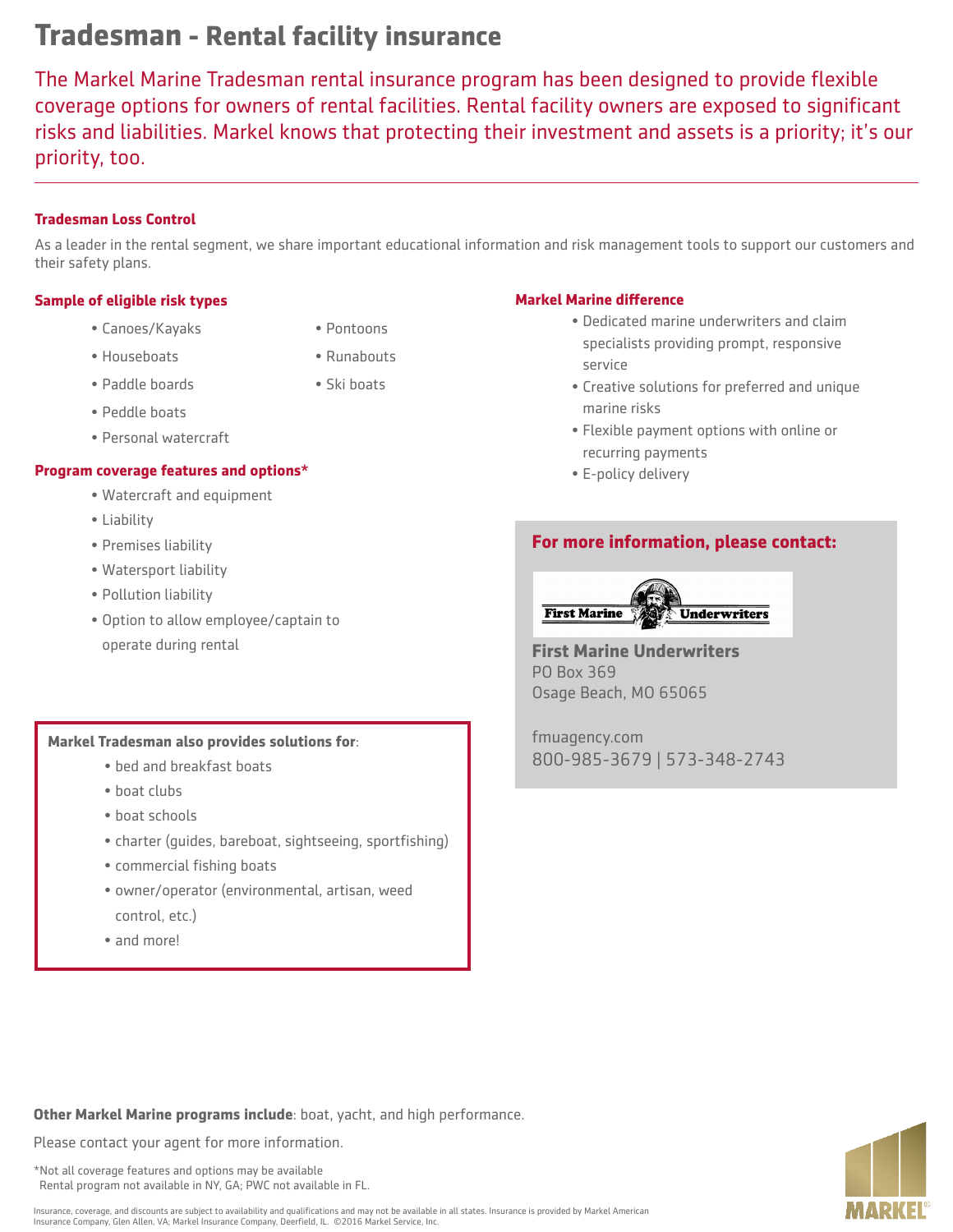# Tradesman - Rental facility insurance

The Markel Marine Tradesman rental insurance program has been designed to provide flexible coverage options for owners of rental facilities. Rental facility owners are exposed to significant risks and liabilities. Markel knows that protecting their investment and assets is a priority; it's our priority, too.

## Tradesman Loss Control

As a leader in the rental segment, we share important educational information and risk management tools to support our customers and their safety plans.

### Sample of eligible risk types

- Canoes/Kayaks
- Houseboats
- Paddle boards
- Peddle boats
- Personal watercraft
- Pontoons
- Runabouts
- Ski boats

### Program coverage features and options*

- Watercraft and equipment
- Liability
- Premises liability
- Watersport liability
- Pollution liability
- Option to allow employee/captain to operate during rental

**Markel Tradesman also provides solutions for**:

- bed and breakfast boats
- boat clubs
- boat schools
- charter (guides, bareboat, sightseeing, sportfishing)
- commercial fishing boats
- owner/operator (environmental, artisan, weed control, etc.)
- and more!

### Markel Marine difference

- Dedicated marine underwriters and claim specialists providing prompt, responsive service
- Creative solutions for preferred and unique marine risks
- Flexible payment options with online or recurring payments
- E-policy delivery

### For more information, please contact:

**First Marine Underwriters**
PO Box 369
Osage Beach, MO 65065

fmuagency.com
800-985-3679 | 573-348-2743

**Other Markel Marine programs include**: boat, yacht, and high performance.

Please contact your agent for more information.

*Not all coverage features and options may be available
Rental program not available in NY, GA; PWC not available in FL.

Insurance, coverage, and discounts are subject to availability and qualifications and may not be available in all states. Insurance is provided by Markel American Insurance Company, Glen Allen, VA; Markel Insurance Company, Deerfield, IL. ©2016 Markel Service, Inc.